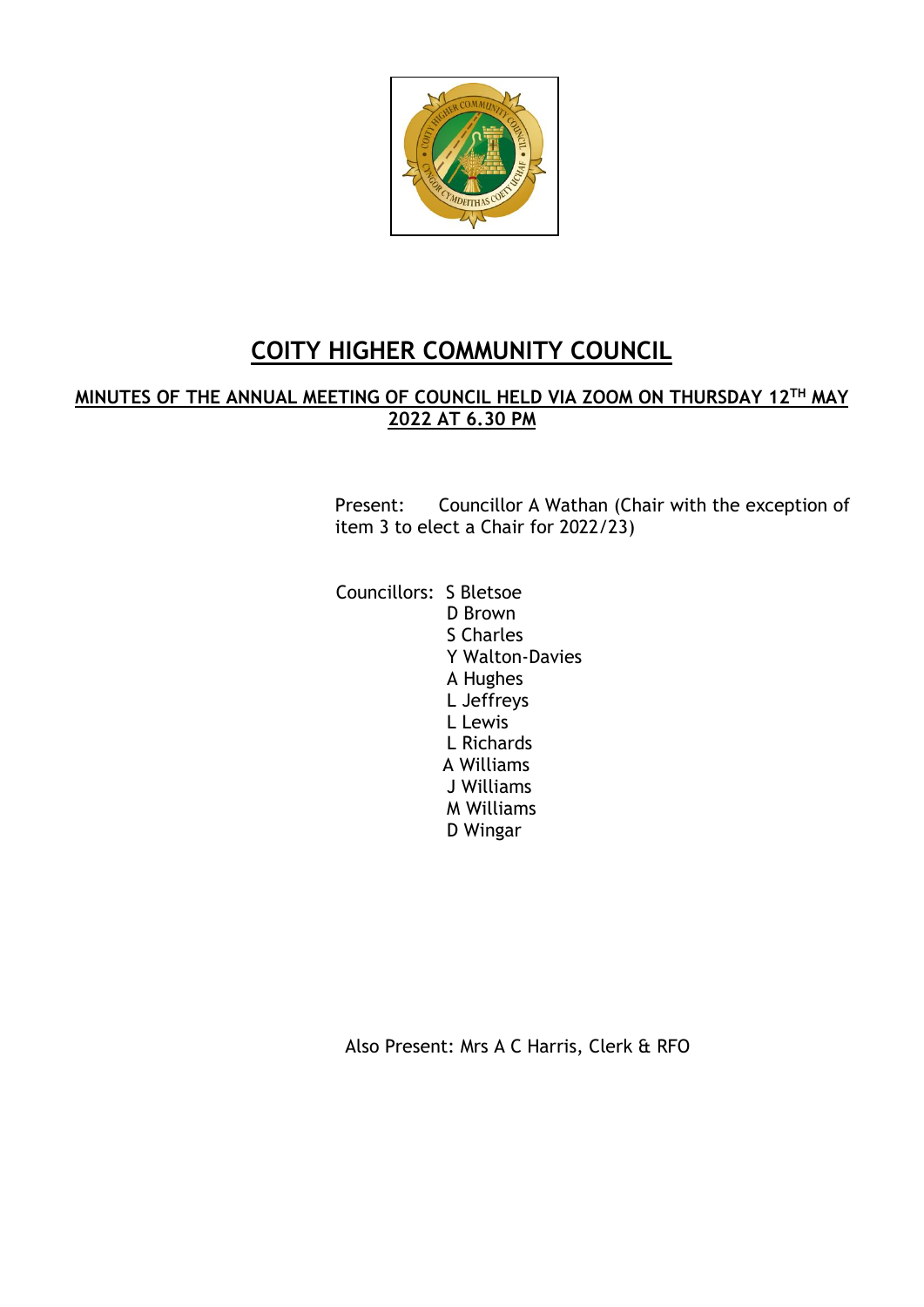# COITY HIGHER COMMUNITY COUNCIL

## MINUTES OF THE ANNUAL MEETING OF COUNCIL HELD VIA ZOOM ON THURSDAY 12TH MAY 2022 AT 6.30 PM

Present: Councillor A Wathan (Chair with the exception of item 3 to elect a Chair for 2022/23)

Councillors: S Bletsoe
D Brown
S Charles
Y Walton-Davies
A Hughes
L Jeffreys
L Lewis
L Richards
A Williams
J Williams
M Williams
D Wingar

Also Present: Mrs A C Harris, Clerk & RFO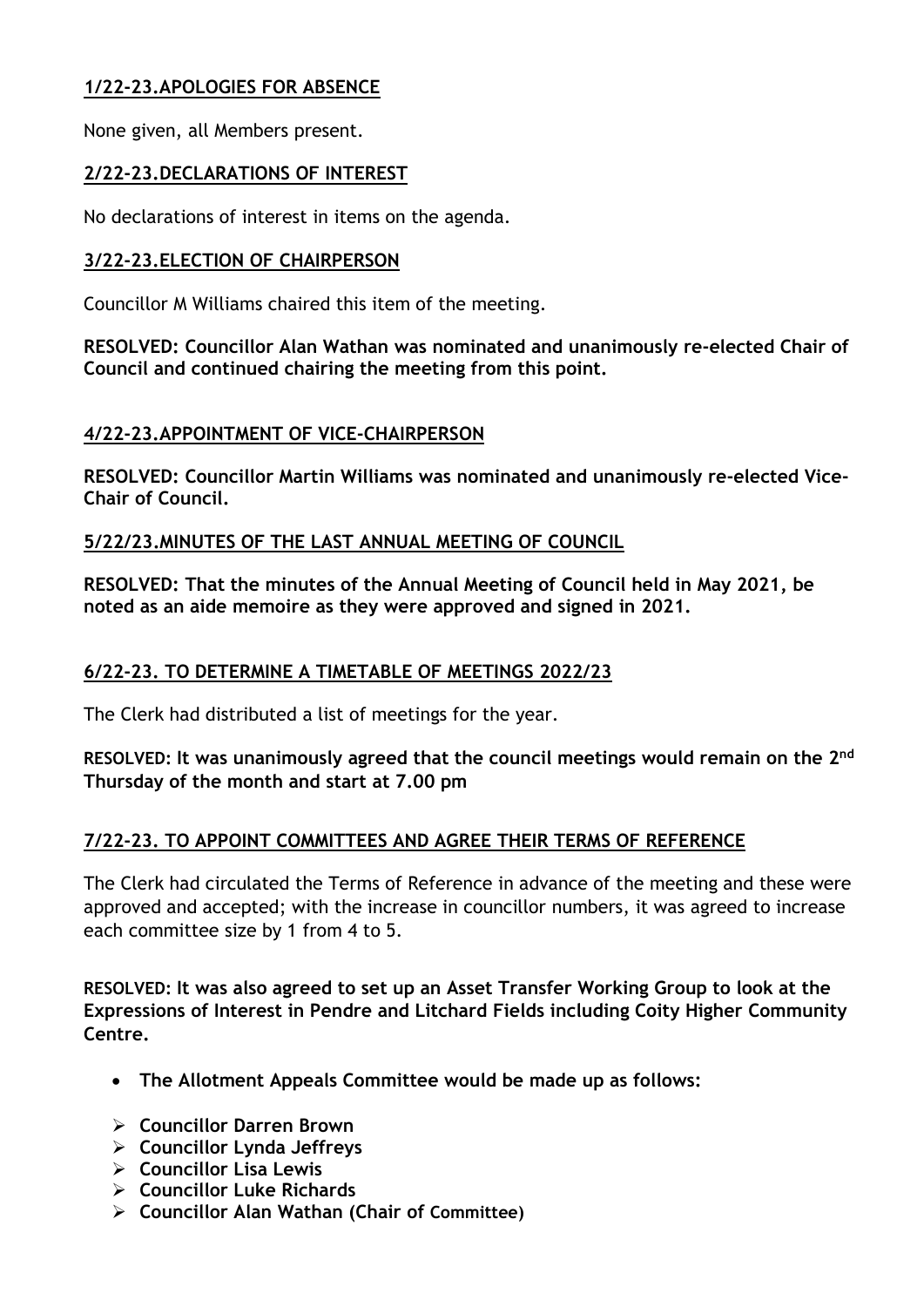## 1/22-23.APOLOGIES FOR ABSENCE

None given, all Members present.

## 2/22-23.DECLARATIONS OF INTEREST

No declarations of interest in items on the agenda.

## 3/22-23.ELECTION OF CHAIRPERSON

Councillor M Williams chaired this item of the meeting.

**RESOLVED: Councillor Alan Wathan was nominated and unanimously re-elected Chair of Council and continued chairing the meeting from this point.**

## 4/22-23.APPOINTMENT OF VICE-CHAIRPERSON

**RESOLVED: Councillor Martin Williams was nominated and unanimously re-elected Vice-Chair of Council.**

## 5/22/23.MINUTES OF THE LAST ANNUAL MEETING OF COUNCIL

**RESOLVED: That the minutes of the Annual Meeting of Council held in May 2021, be noted as an aide memoire as they were approved and signed in 2021.**

## 6/22-23. TO DETERMINE A TIMETABLE OF MEETINGS 2022/23

The Clerk had distributed a list of meetings for the year.

**RESOLVED: It was unanimously agreed that the council meetings would remain on the 2nd Thursday of the month and start at 7.00 pm**

## 7/22-23. TO APPOINT COMMITTEES AND AGREE THEIR TERMS OF REFERENCE

The Clerk had circulated the Terms of Reference in advance of the meeting and these were approved and accepted; with the increase in councillor numbers, it was agreed to increase each committee size by 1 from 4 to 5.

**RESOLVED: It was also agreed to set up an Asset Transfer Working Group to look at the Expressions of Interest in Pendre and Litchard Fields including Coity Higher Community Centre.**

- **The Allotment Appeals Committee would be made up as follows:**
  - **Councillor Darren Brown**
  - **Councillor Lynda Jeffreys**
  - **Councillor Lisa Lewis**
  - **Councillor Luke Richards**
  - **Councillor Alan Wathan (Chair of Committee)**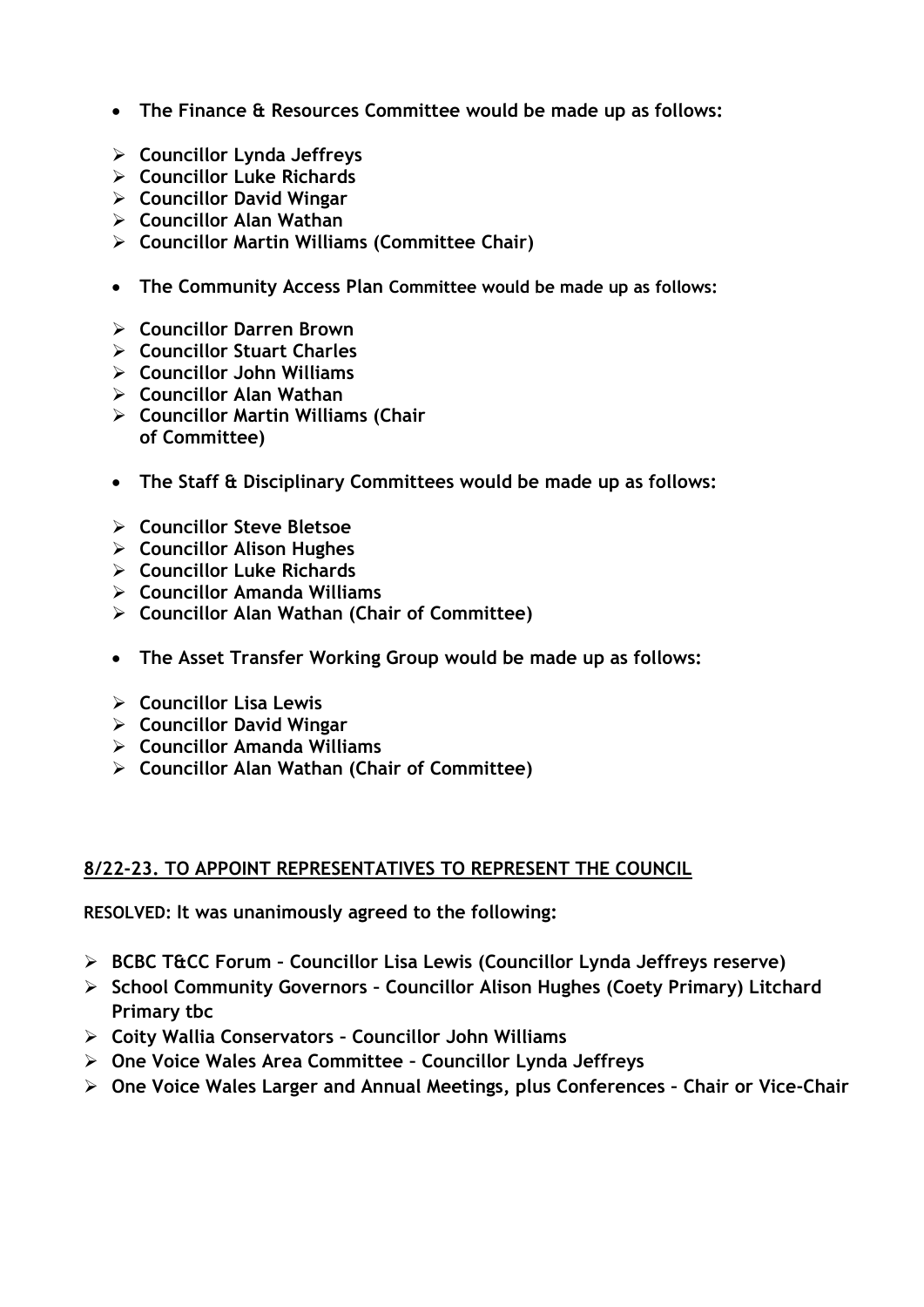- **The Finance & Resources Committee would be made up as follows:**

  - **Councillor Lynda Jeffreys**
  - **Councillor Luke Richards**
  - **Councillor David Wingar**
  - **Councillor Alan Wathan**
  - **Councillor Martin Williams (Committee Chair)**

- **The Community Access Plan Committee would be made up as follows:**

  - **Councillor Darren Brown**
  - **Councillor Stuart Charles**
  - **Councillor John Williams**
  - **Councillor Alan Wathan**
  - **Councillor Martin Williams (Chair of Committee)**

- **The Staff & Disciplinary Committees would be made up as follows:**

  - **Councillor Steve Bletsoe**
  - **Councillor Alison Hughes**
  - **Councillor Luke Richards**
  - **Councillor Amanda Williams**
  - **Councillor Alan Wathan (Chair of Committee)**

- **The Asset Transfer Working Group would be made up as follows:**

  - **Councillor Lisa Lewis**
  - **Councillor David Wingar**
  - **Councillor Amanda Williams**
  - **Councillor Alan Wathan (Chair of Committee)**

## <u>8/22-23. TO APPOINT REPRESENTATIVES TO REPRESENT THE COUNCIL</u>

**RESOLVED: It was unanimously agreed to the following:**

- **BCBC T&CC Forum – Councillor Lisa Lewis (Councillor Lynda Jeffreys reserve)**
- **School Community Governors – Councillor Alison Hughes (Coety Primary) Litchard Primary tbc**
- **Coity Wallia Conservators – Councillor John Williams**
- **One Voice Wales Area Committee – Councillor Lynda Jeffreys**
- **One Voice Wales Larger and Annual Meetings, plus Conferences – Chair or Vice-Chair**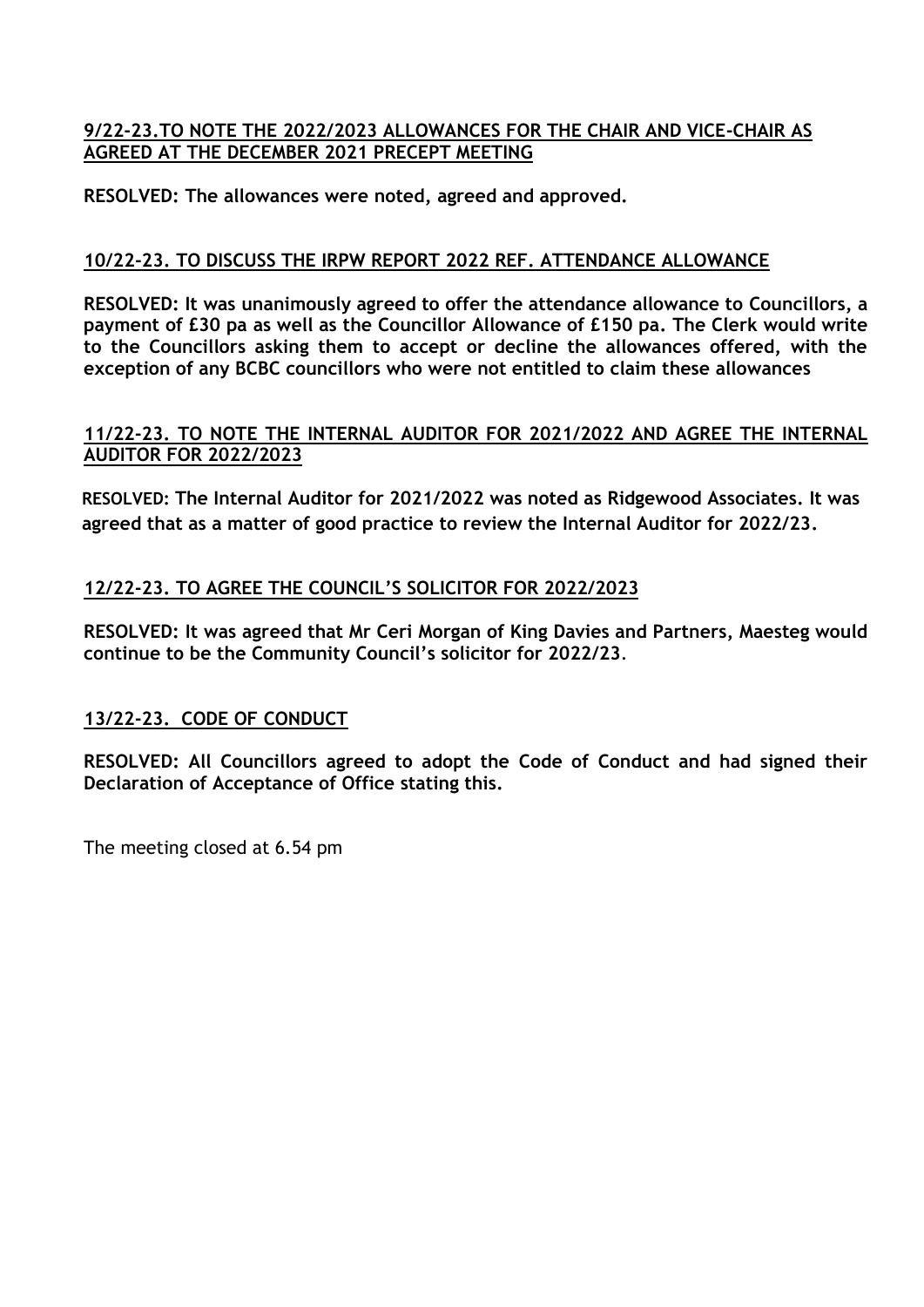**9/22-23.TO NOTE THE 2022/2023 ALLOWANCES FOR THE CHAIR AND VICE-CHAIR AS AGREED AT THE DECEMBER 2021 PRECEPT MEETING**

**RESOLVED: The allowances were noted, agreed and approved.**

**10/22-23. TO DISCUSS THE IRPW REPORT 2022 REF. ATTENDANCE ALLOWANCE**

**RESOLVED: It was unanimously agreed to offer the attendance allowance to Councillors, a payment of £30 pa as well as the Councillor Allowance of £150 pa. The Clerk would write to the Councillors asking them to accept or decline the allowances offered, with the exception of any BCBC councillors who were not entitled to claim these allowances**

**11/22-23. TO NOTE THE INTERNAL AUDITOR FOR 2021/2022 AND AGREE THE INTERNAL AUDITOR FOR 2022/2023**

**RESOLVED: The Internal Auditor for 2021/2022 was noted as Ridgewood Associates. It was agreed that as a matter of good practice to review the Internal Auditor for 2022/23.**

**12/22-23. TO AGREE THE COUNCIL'S SOLICITOR FOR 2022/2023**

**RESOLVED: It was agreed that Mr Ceri Morgan of King Davies and Partners, Maesteg would continue to be the Community Council's solicitor for 2022/23.**

**13/22-23. CODE OF CONDUCT**

**RESOLVED: All Councillors agreed to adopt the Code of Conduct and had signed their Declaration of Acceptance of Office stating this.**

The meeting closed at 6.54 pm